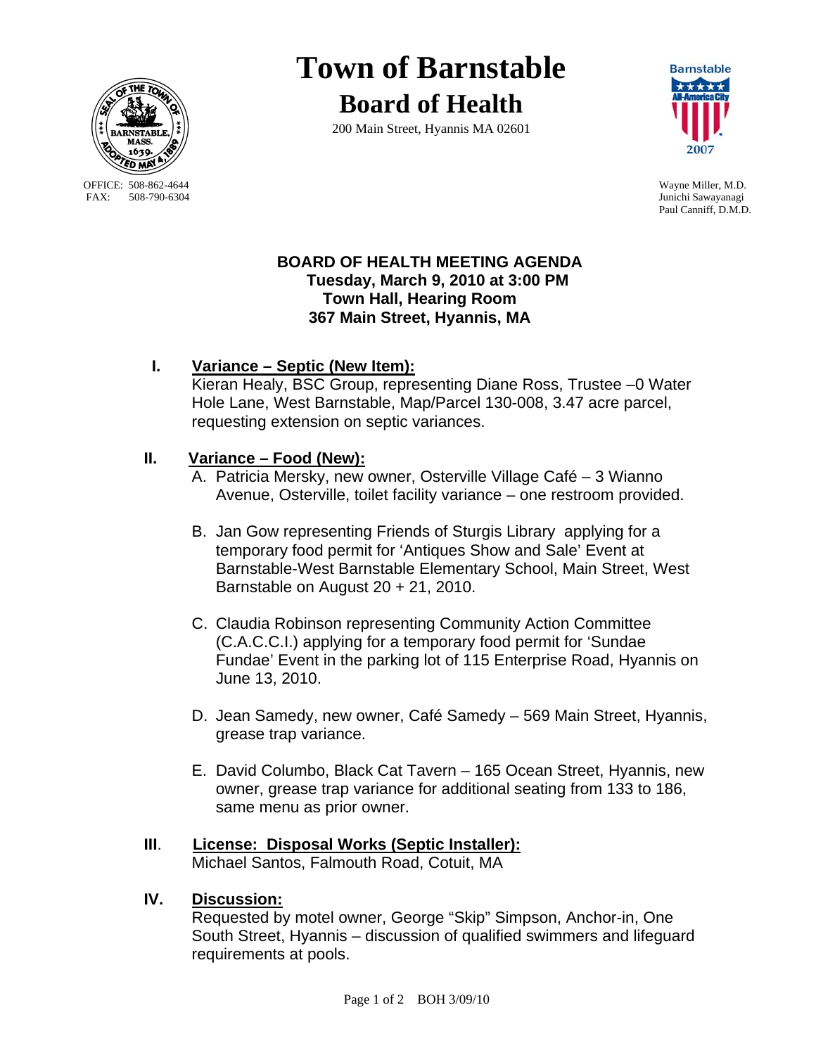# Town of Barnstable

## Board of Health

200 Main Street, Hyannis MA 02601

OFFICE: 508-862-4644
FAX: 508-790-6304

Wayne Miller, M.D.
Junichi Sawayanagi
Paul Canniff, D.M.D.

**BOARD OF HEALTH MEETING AGENDA**
**Tuesday, March 9, 2010 at 3:00 PM**
**Town Hall, Hearing Room**
**367 Main Street, Hyannis, MA**

**I. Variance – Septic (New Item):**

Kieran Healy, BSC Group, representing Diane Ross, Trustee –0 Water Hole Lane, West Barnstable, Map/Parcel 130-008, 3.47 acre parcel, requesting extension on septic variances.

**II. Variance – Food (New):**

A. Patricia Mersky, new owner, Osterville Village Café – 3 Wianno Avenue, Osterville, toilet facility variance – one restroom provided.

B. Jan Gow representing Friends of Sturgis Library applying for a temporary food permit for 'Antiques Show and Sale' Event at Barnstable-West Barnstable Elementary School, Main Street, West Barnstable on August 20 + 21, 2010.

C. Claudia Robinson representing Community Action Committee (C.A.C.C.I.) applying for a temporary food permit for 'Sundae Fundae' Event in the parking lot of 115 Enterprise Road, Hyannis on June 13, 2010.

D. Jean Samedy, new owner, Café Samedy – 569 Main Street, Hyannis, grease trap variance.

E. David Columbo, Black Cat Tavern – 165 Ocean Street, Hyannis, new owner, grease trap variance for additional seating from 133 to 186, same menu as prior owner.

**III. License: Disposal Works (Septic Installer):**

Michael Santos, Falmouth Road, Cotuit, MA

**IV. Discussion:**

Requested by motel owner, George "Skip" Simpson, Anchor-in, One South Street, Hyannis – discussion of qualified swimmers and lifeguard requirements at pools.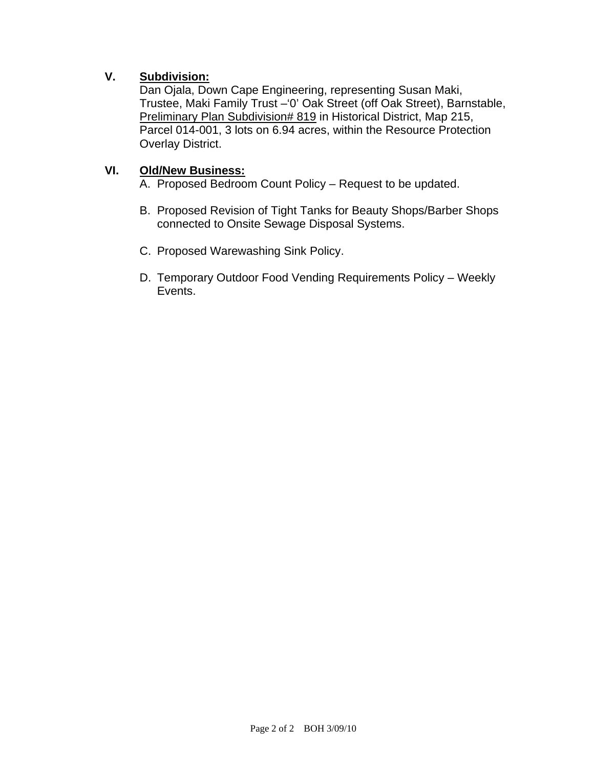## V. **Subdivision:**

Dan Ojala, Down Cape Engineering, representing Susan Maki, Trustee, Maki Family Trust –'0' Oak Street (off Oak Street), Barnstable, Preliminary Plan Subdivision# 819 in Historical District, Map 215, Parcel 014-001, 3 lots on 6.94 acres, within the Resource Protection Overlay District.

## VI. **Old/New Business:**

A. Proposed Bedroom Count Policy – Request to be updated.

B. Proposed Revision of Tight Tanks for Beauty Shops/Barber Shops connected to Onsite Sewage Disposal Systems.

C. Proposed Warewashing Sink Policy.

D. Temporary Outdoor Food Vending Requirements Policy – Weekly Events.